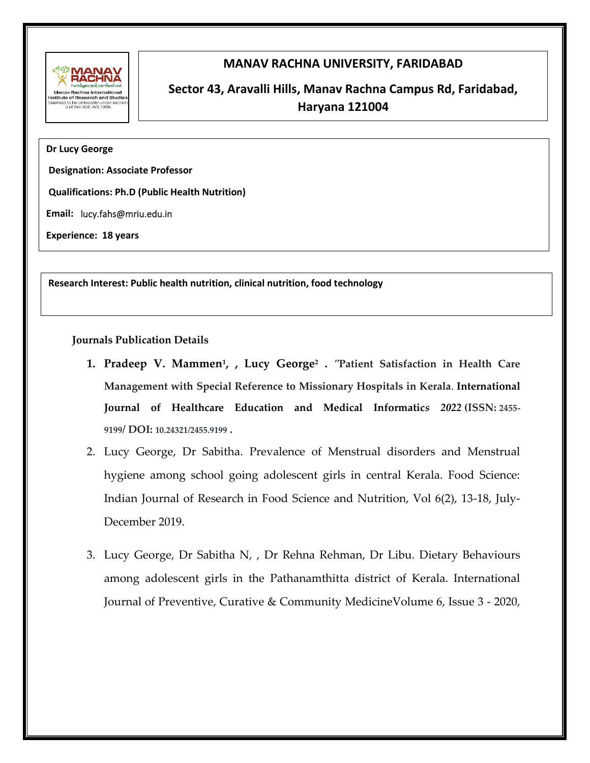# MANAV RACHNA UNIVERSITY, FARIDABAD

## Sector 43, Aravalli Hills, Manav Rachna Campus Rd, Faridabad, Haryana 121004

**Dr Lucy George**

**Designation: Associate Professor**

**Qualifications: Ph.D (Public Health Nutrition)**

**Email:** lucy.fahs@mriu.edu.in

**Experience: 18 years**

**Research Interest: Public health nutrition, clinical nutrition, food technology**

**Journals Publication Details**

1. **Pradeep V. Mammen[1], , Lucy George[2] . "Patient Satisfaction in Health Care Management with Special Reference to Missionary Hospitals in Kerala. International Journal of Healthcare Education and Medical Informatics *2022* (ISSN: 2455-9199/ DOI: 10.24321/2455.9199 .**
2. Lucy George, Dr Sabitha. Prevalence of Menstrual disorders and Menstrual hygiene among school going adolescent girls in central Kerala. Food Science: Indian Journal of Research in Food Science and Nutrition, Vol 6(2), 13-18, July-December 2019.
3. Lucy George, Dr Sabitha N, , Dr Rehna Rehman, Dr Libu. Dietary Behaviours among adolescent girls in the Pathanamthitta district of Kerala. International Journal of Preventive, Curative & Community MedicineVolume 6, Issue 3 - 2020,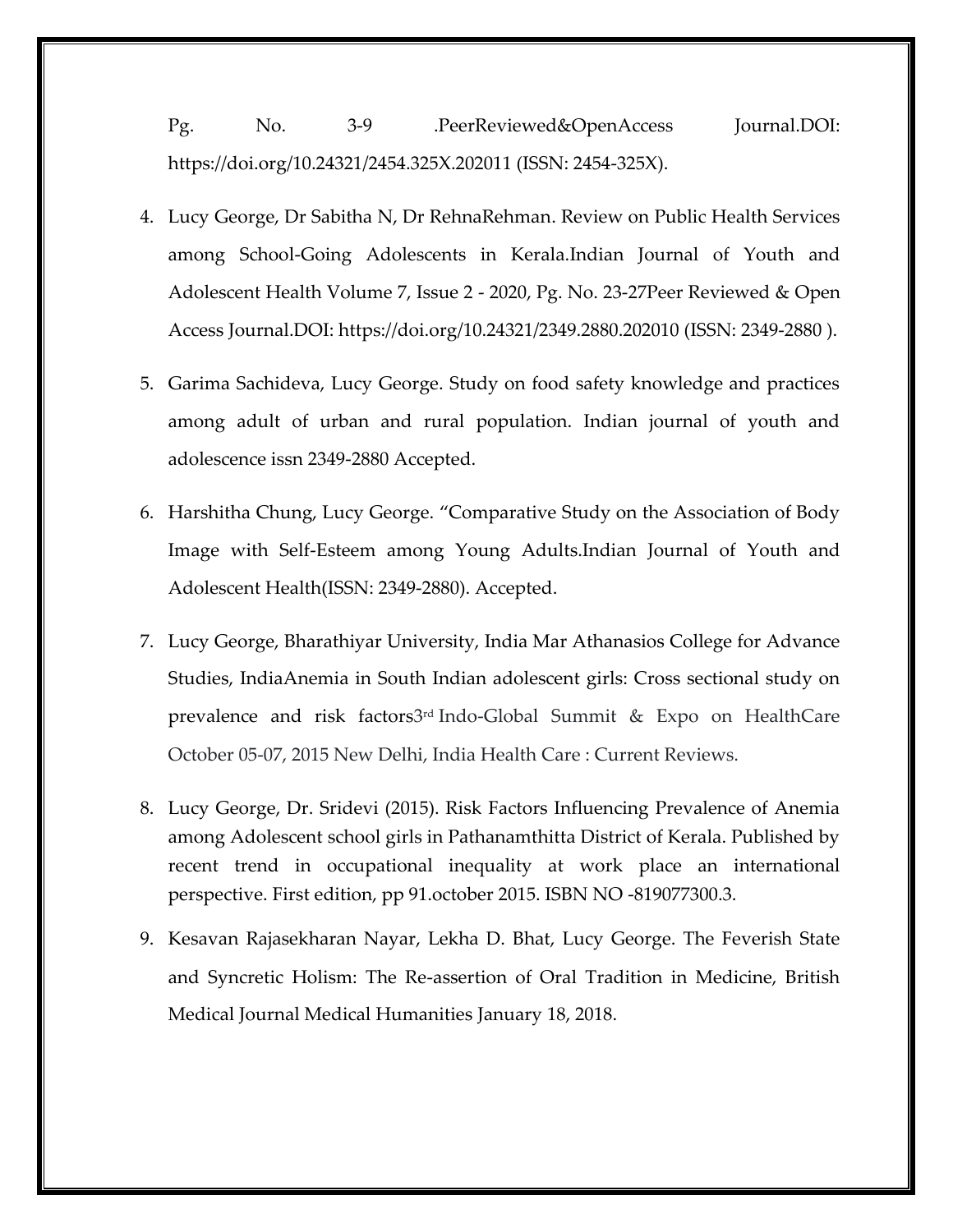Pg. No. 3-9 .PeerReviewed&OpenAccess Journal.DOI: https://doi.org/10.24321/2454.325X.202011 (ISSN: 2454-325X).

4. Lucy George, Dr Sabitha N, Dr RehnaRehman. Review on Public Health Services among School-Going Adolescents in Kerala.Indian Journal of Youth and Adolescent Health Volume 7, Issue 2 - 2020, Pg. No. 23-27Peer Reviewed & Open Access Journal.DOI: https://doi.org/10.24321/2349.2880.202010 (ISSN: 2349-2880 ).

5. Garima Sachideva, Lucy George. Study on food safety knowledge and practices among adult of urban and rural population. Indian journal of youth and adolescence issn 2349-2880 Accepted.

6. Harshitha Chung, Lucy George. "Comparative Study on the Association of Body Image with Self-Esteem among Young Adults.Indian Journal of Youth and Adolescent Health(ISSN: 2349-2880). Accepted.

7. Lucy George, Bharathiyar University, India Mar Athanasios College for Advance Studies, IndiaAnemia in South Indian adolescent girls: Cross sectional study on prevalence and risk factors3rd Indo-Global Summit & Expo on HealthCare October 05-07, 2015 New Delhi, India Health Care : Current Reviews.

8. Lucy George, Dr. Sridevi (2015). Risk Factors Influencing Prevalence of Anemia among Adolescent school girls in Pathanamthitta District of Kerala. Published by recent trend in occupational inequality at work place an international perspective. First edition, pp 91.october 2015. ISBN NO -819077300.3.

9. Kesavan Rajasekharan Nayar, Lekha D. Bhat, Lucy George. The Feverish State and Syncretic Holism: The Re-assertion of Oral Tradition in Medicine, British Medical Journal Medical Humanities January 18, 2018.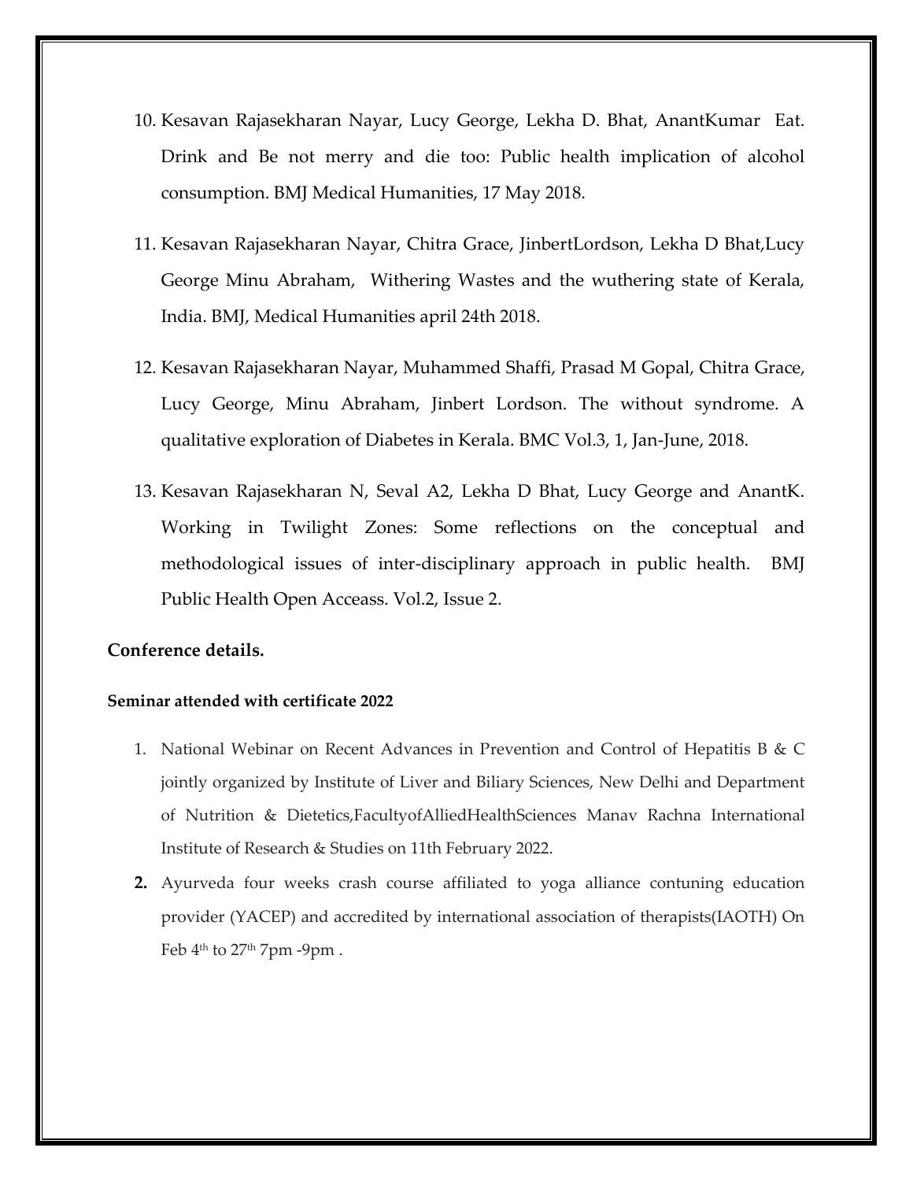10. Kesavan Rajasekharan Nayar, Lucy George, Lekha D. Bhat, AnantKumar  Eat. Drink and Be not merry and die too: Public health implication of alcohol consumption. BMJ Medical Humanities, 17 May 2018.

11. Kesavan Rajasekharan Nayar, Chitra Grace, JinbertLordson, Lekha D Bhat,Lucy George Minu Abraham,  Withering Wastes and the wuthering state of Kerala, India. BMJ, Medical Humanities april 24th 2018.

12. Kesavan Rajasekharan Nayar, Muhammed Shaffi, Prasad M Gopal, Chitra Grace, Lucy George, Minu Abraham, Jinbert Lordson. The without syndrome. A qualitative exploration of Diabetes in Kerala. BMC Vol.3, 1, Jan-June, 2018.

13. Kesavan Rajasekharan N, Seval A2, Lekha D Bhat, Lucy George and AnantK. Working in Twilight Zones: Some reflections on the conceptual and methodological issues of inter-disciplinary approach in public health.  BMJ Public Health Open Acceass. Vol.2, Issue 2.

## Conference details.

#### Seminar attended with certificate 2022

1. National Webinar on Recent Advances in Prevention and Control of Hepatitis B & C jointly organized by Institute of Liver and Biliary Sciences, New Delhi and Department of Nutrition & Dietetics,FacultyofAlliedHealthSciences Manav Rachna International Institute of Research & Studies on 11th February 2022.
2. Ayurveda four weeks crash course affiliated to yoga alliance contuning education provider (YACEP) and accredited by international association of therapists(IAOTH) On Feb 4th to 27th 7pm -9pm .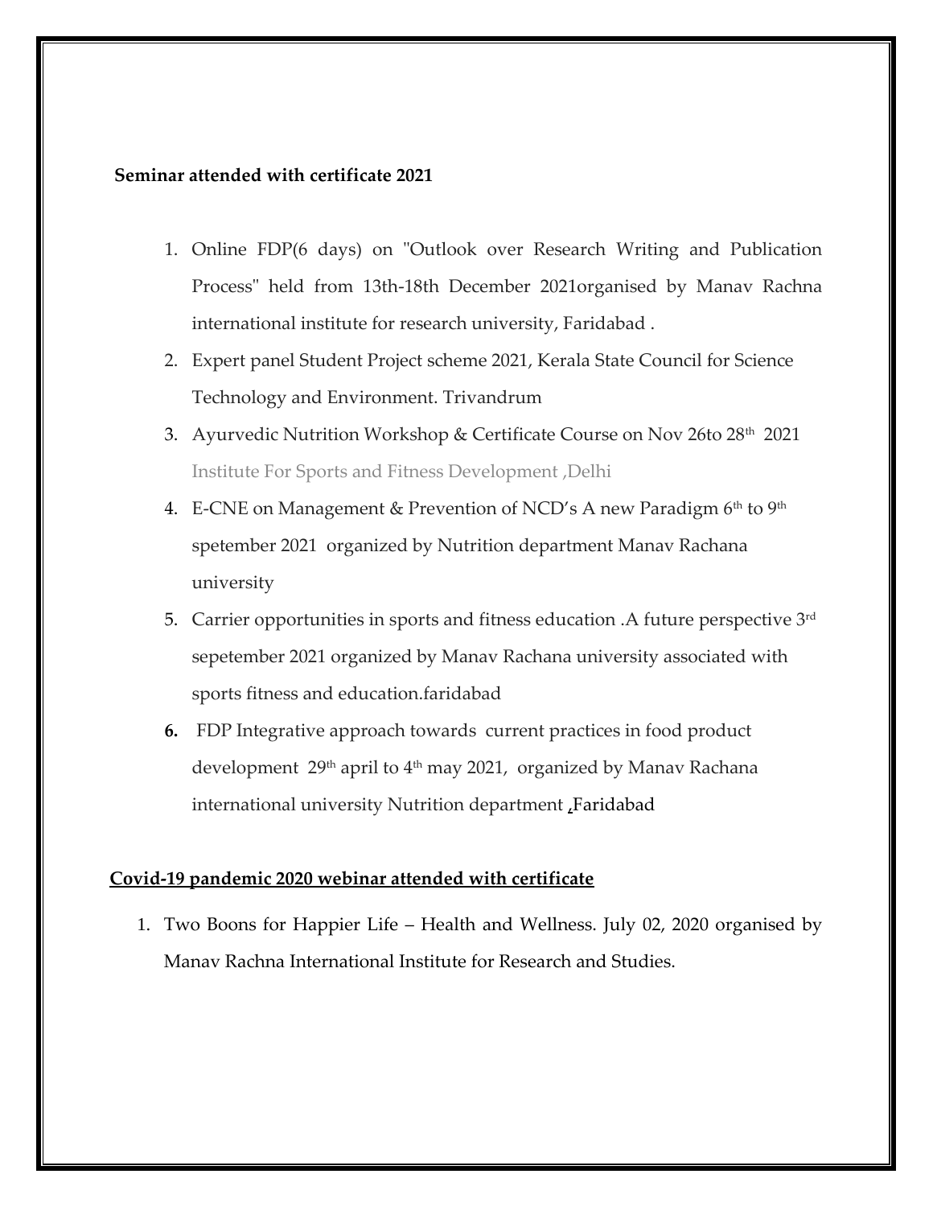**Seminar attended with certificate 2021**

1. Online FDP(6 days) on "Outlook over Research Writing and Publication Process" held from 13th-18th December 2021organised by Manav Rachna international institute for research university, Faridabad .
2. Expert panel Student Project scheme 2021, Kerala State Council for Science Technology and Environment. Trivandrum
3. Ayurvedic Nutrition Workshop & Certificate Course on Nov 26to 28th 2021 Institute For Sports and Fitness Development ,Delhi
4. E-CNE on Management & Prevention of NCD's A new Paradigm 6th to 9th spetember 2021 organized by Nutrition department Manav Rachana university
5. Carrier opportunities in sports and fitness education .A future perspective 3rd sepetember 2021 organized by Manav Rachana university associated with sports fitness and education.faridabad
6. FDP Integrative approach towards current practices in food product development 29th april to 4th may 2021, organized by Manav Rachana international university Nutrition department ,Faridabad

**Covid-19 pandemic 2020 webinar attended with certificate**

1. Two Boons for Happier Life – Health and Wellness. July 02, 2020 organised by Manav Rachna International Institute for Research and Studies.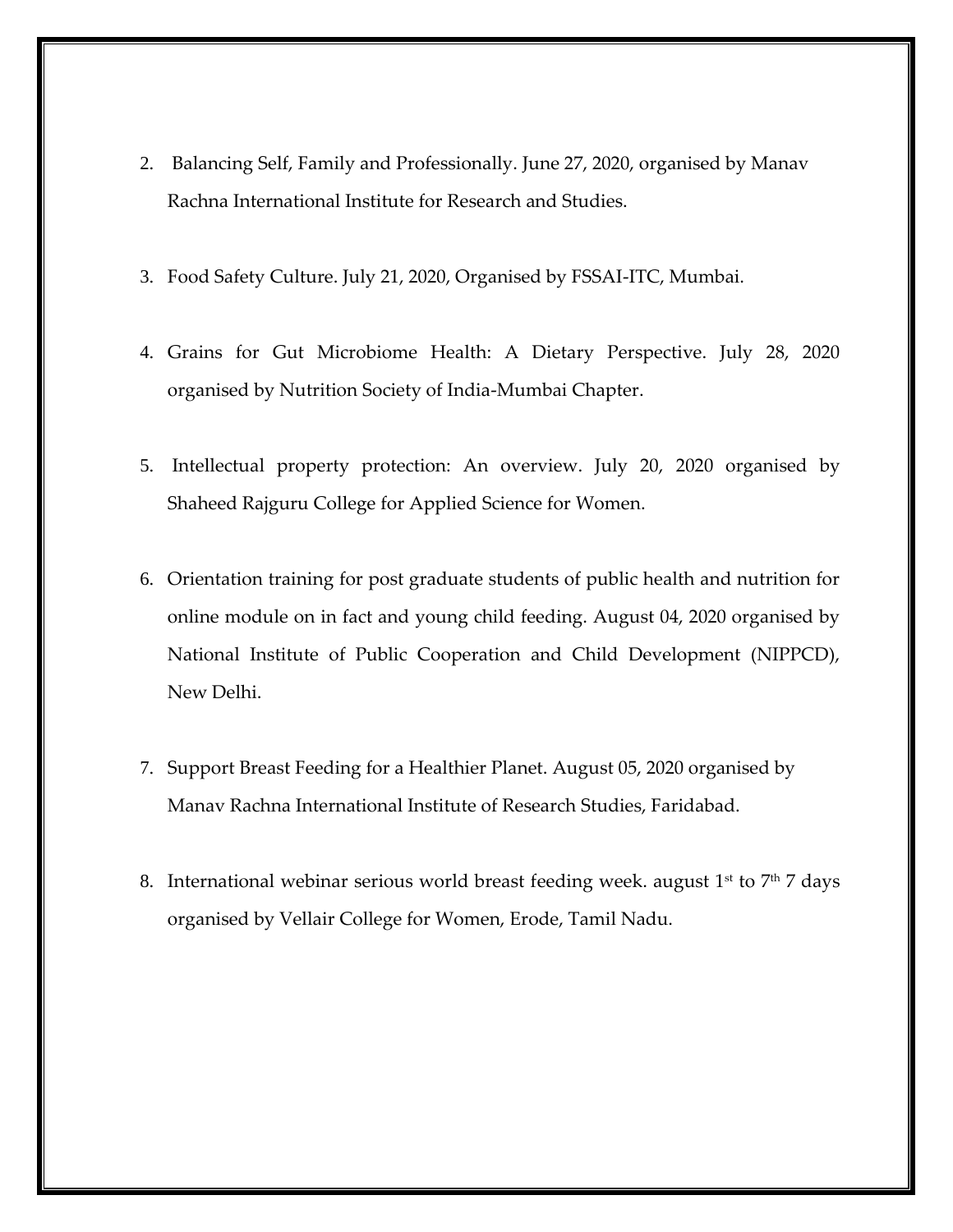2. Balancing Self, Family and Professionally. June 27, 2020, organised by Manav Rachna International Institute for Research and Studies.

3. Food Safety Culture. July 21, 2020, Organised by FSSAI-ITC, Mumbai.

4. Grains for Gut Microbiome Health: A Dietary Perspective. July 28, 2020 organised by Nutrition Society of India-Mumbai Chapter.

5. Intellectual property protection: An overview. July 20, 2020 organised by Shaheed Rajguru College for Applied Science for Women.

6. Orientation training for post graduate students of public health and nutrition for online module on in fact and young child feeding. August 04, 2020 organised by National Institute of Public Cooperation and Child Development (NIPPCD), New Delhi.

7. Support Breast Feeding for a Healthier Planet. August 05, 2020 organised by Manav Rachna International Institute of Research Studies, Faridabad.

8. International webinar serious world breast feeding week. august 1st to 7th 7 days organised by Vellair College for Women, Erode, Tamil Nadu.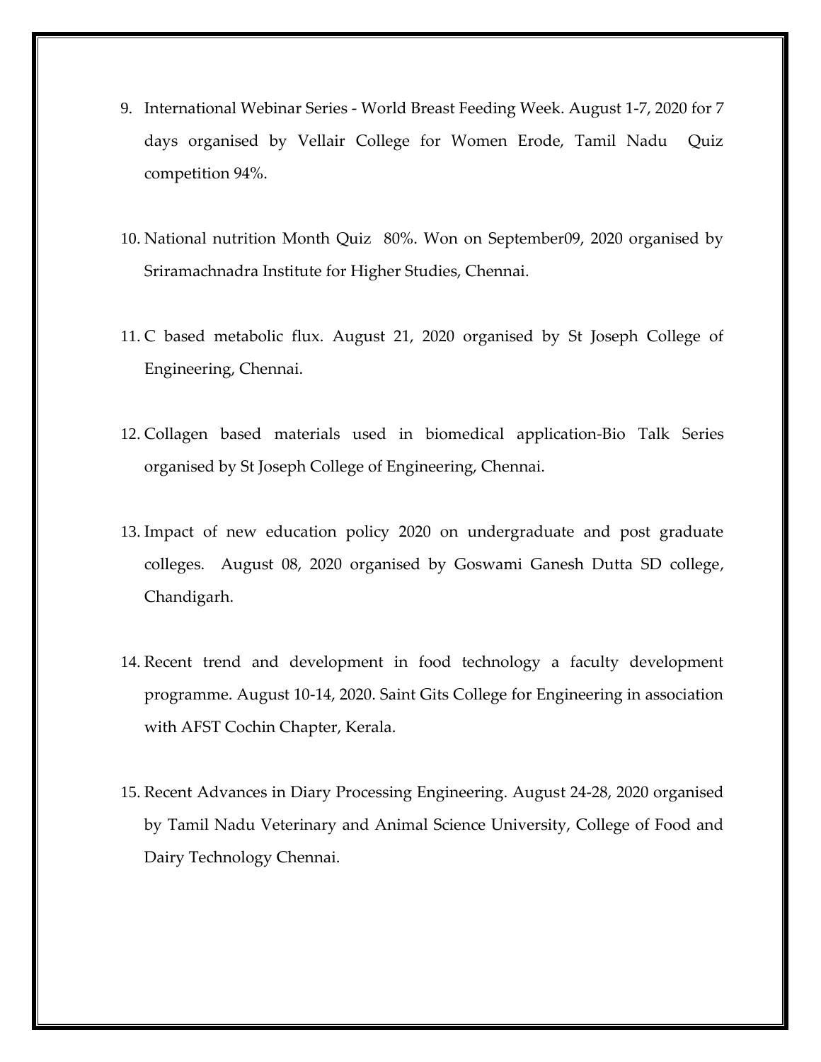9. International Webinar Series - World Breast Feeding Week. August 1-7, 2020 for 7 days organised by Vellair College for Women Erode, Tamil Nadu Quiz competition 94%.

10. National nutrition Month Quiz 80%. Won on September09, 2020 organised by Sriramachnadra Institute for Higher Studies, Chennai.

11. C based metabolic flux. August 21, 2020 organised by St Joseph College of Engineering, Chennai.

12. Collagen based materials used in biomedical application-Bio Talk Series organised by St Joseph College of Engineering, Chennai.

13. Impact of new education policy 2020 on undergraduate and post graduate colleges. August 08, 2020 organised by Goswami Ganesh Dutta SD college, Chandigarh.

14. Recent trend and development in food technology a faculty development programme. August 10-14, 2020. Saint Gits College for Engineering in association with AFST Cochin Chapter, Kerala.

15. Recent Advances in Diary Processing Engineering. August 24-28, 2020 organised by Tamil Nadu Veterinary and Animal Science University, College of Food and Dairy Technology Chennai.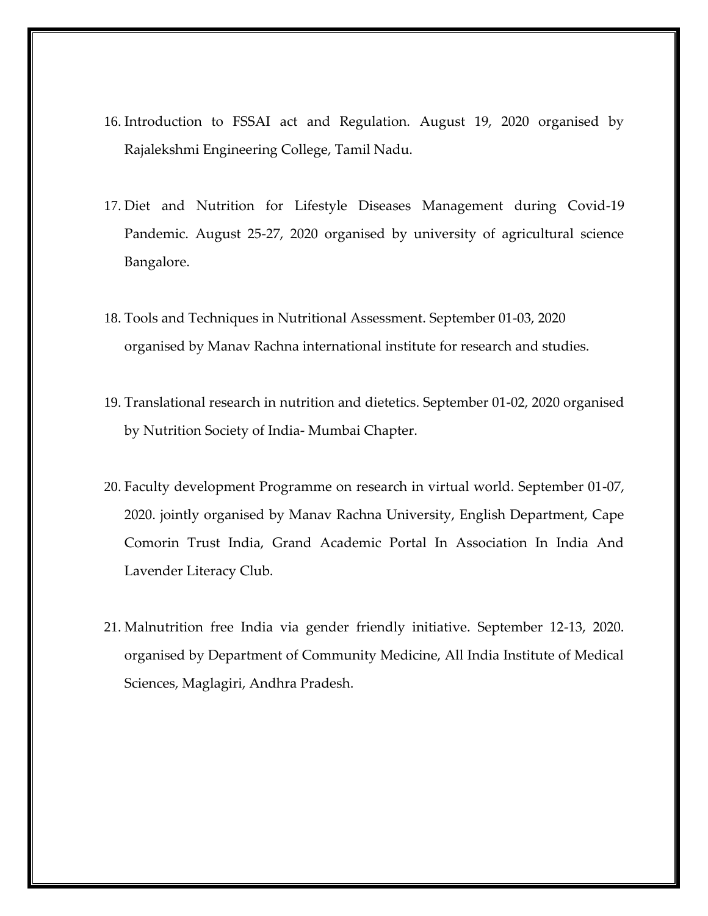16. Introduction to FSSAI act and Regulation. August 19, 2020 organised by Rajalekshmi Engineering College, Tamil Nadu.

17. Diet and Nutrition for Lifestyle Diseases Management during Covid-19 Pandemic. August 25-27, 2020 organised by university of agricultural science Bangalore.

18. Tools and Techniques in Nutritional Assessment. September 01-03, 2020 organised by Manav Rachna international institute for research and studies.

19. Translational research in nutrition and dietetics. September 01-02, 2020 organised by Nutrition Society of India- Mumbai Chapter.

20. Faculty development Programme on research in virtual world. September 01-07, 2020. jointly organised by Manav Rachna University, English Department, Cape Comorin Trust India, Grand Academic Portal In Association In India And Lavender Literacy Club.

21. Malnutrition free India via gender friendly initiative. September 12-13, 2020. organised by Department of Community Medicine, All India Institute of Medical Sciences, Maglagiri, Andhra Pradesh.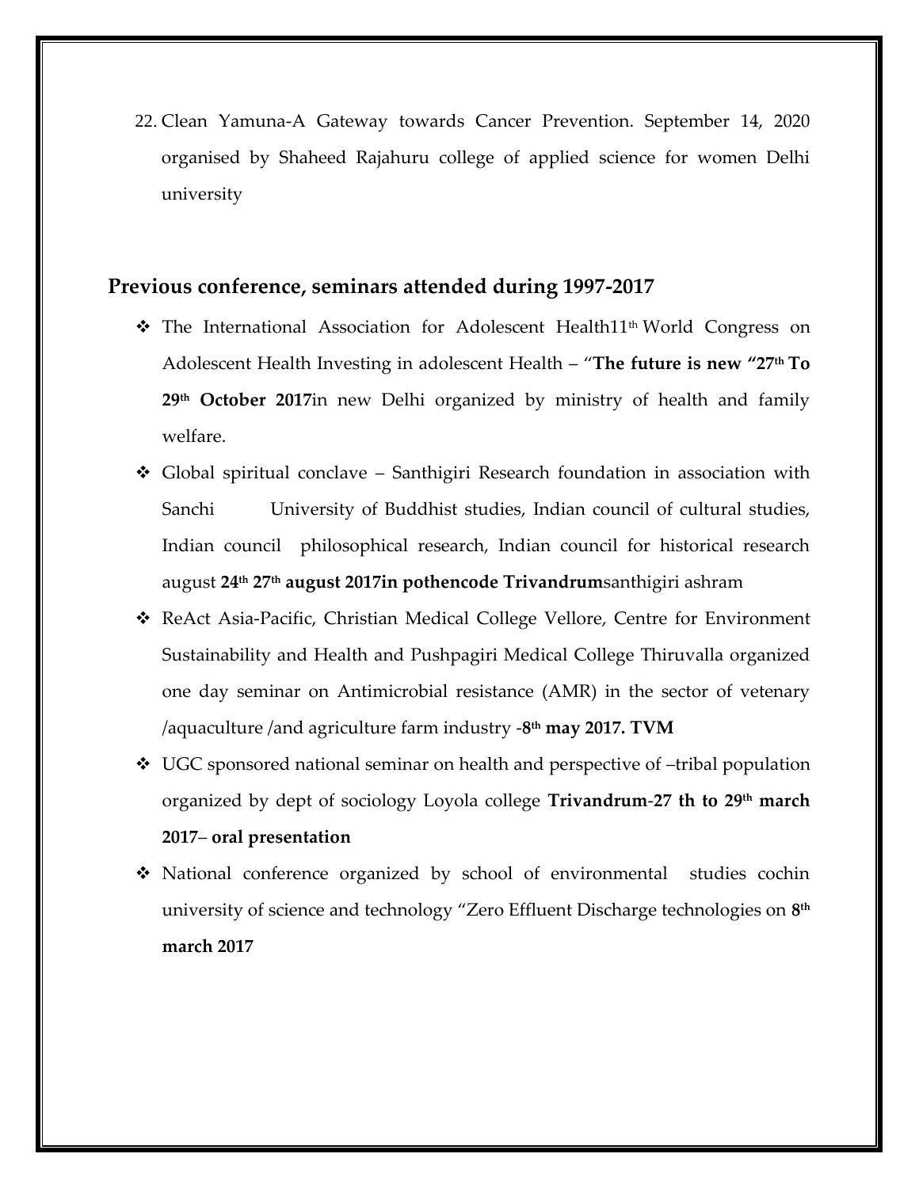22. Clean Yamuna-A Gateway towards Cancer Prevention. September 14, 2020 organised by Shaheed Rajahuru college of applied science for women Delhi university

## Previous conference, seminars attended during 1997-2017

- The International Association for Adolescent Health11th World Congress on Adolescent Health Investing in adolescent Health – "**The future is new "27th To 29th October 2017**in new Delhi organized by ministry of health and family welfare.
- Global spiritual conclave – Santhigiri Research foundation in association with Sanchi University of Buddhist studies, Indian council of cultural studies, Indian council philosophical research, Indian council for historical research august **24th 27th august 2017in pothencode Trivandrum**santhigiri ashram
- ReAct Asia-Pacific, Christian Medical College Vellore, Centre for Environment Sustainability and Health and Pushpagiri Medical College Thiruvalla organized one day seminar on Antimicrobial resistance (AMR) in the sector of vetenary /aquaculture /and agriculture farm industry **-8th may 2017. TVM**
- UGC sponsored national seminar on health and perspective of –tribal population organized by dept of sociology Loyola college **Trivandrum-27 th to 29th march 2017– oral presentation**
- National conference organized by school of environmental studies cochin university of science and technology "Zero Effluent Discharge technologies on **8th march 2017**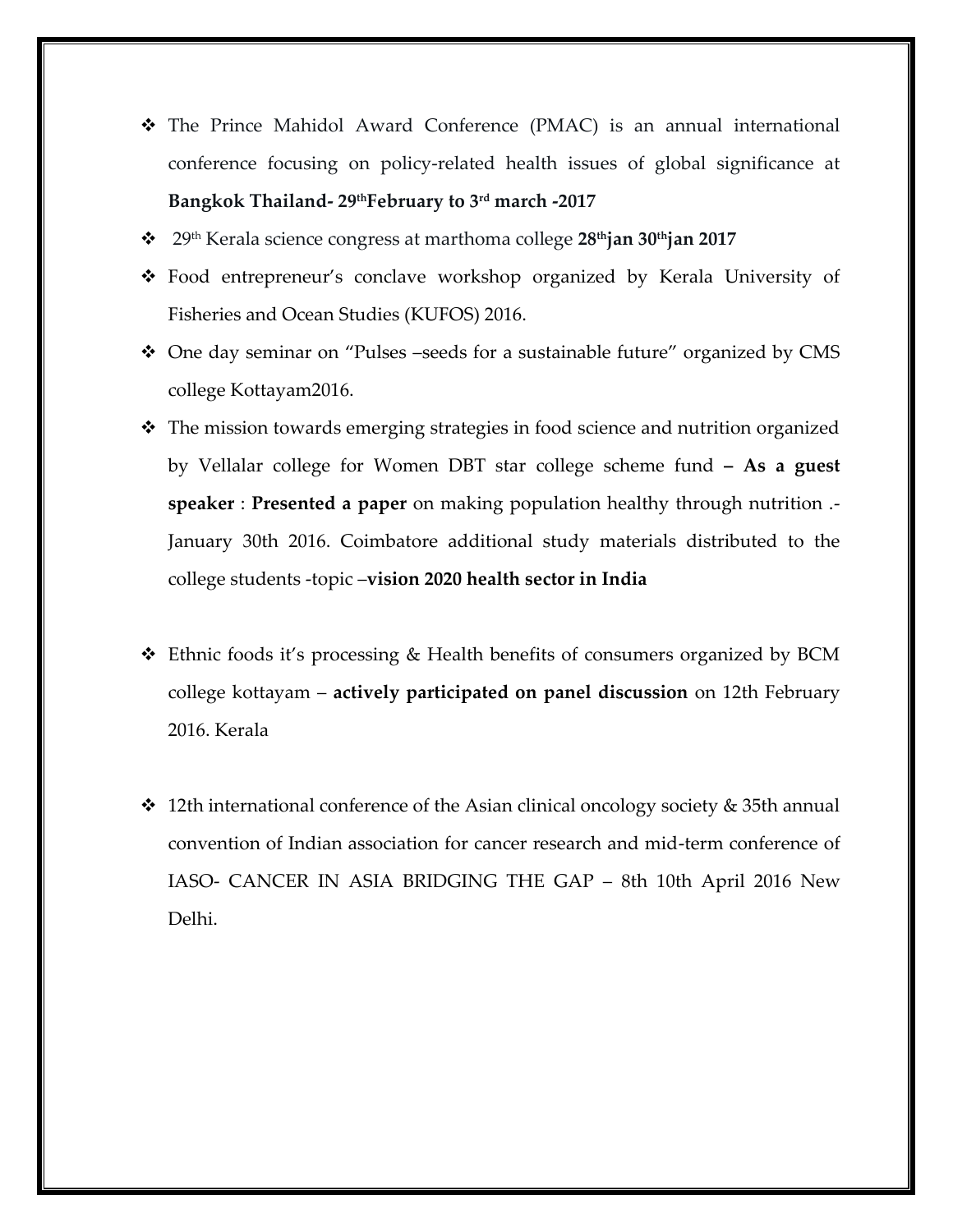- The Prince Mahidol Award Conference (PMAC) is an annual international conference focusing on policy-related health issues of global significance at **Bangkok Thailand- 29thFebruary to 3rd march -2017**
- 29th Kerala science congress at marthoma college **28thjan 30thjan 2017**
- Food entrepreneur's conclave workshop organized by Kerala University of Fisheries and Ocean Studies (KUFOS) 2016.
- One day seminar on "Pulses –seeds for a sustainable future" organized by CMS college Kottayam2016.
- The mission towards emerging strategies in food science and nutrition organized by Vellalar college for Women DBT star college scheme fund **– As a guest speaker** : **Presented a paper** on making population healthy through nutrition .- January 30th 2016. Coimbatore additional study materials distributed to the college students -topic –**vision 2020 health sector in India**

- Ethnic foods it's processing & Health benefits of consumers organized by BCM college kottayam – **actively participated on panel discussion** on 12th February 2016. Kerala

- 12th international conference of the Asian clinical oncology society & 35th annual convention of Indian association for cancer research and mid-term conference of IASO- CANCER IN ASIA BRIDGING THE GAP – 8th 10th April 2016 New Delhi.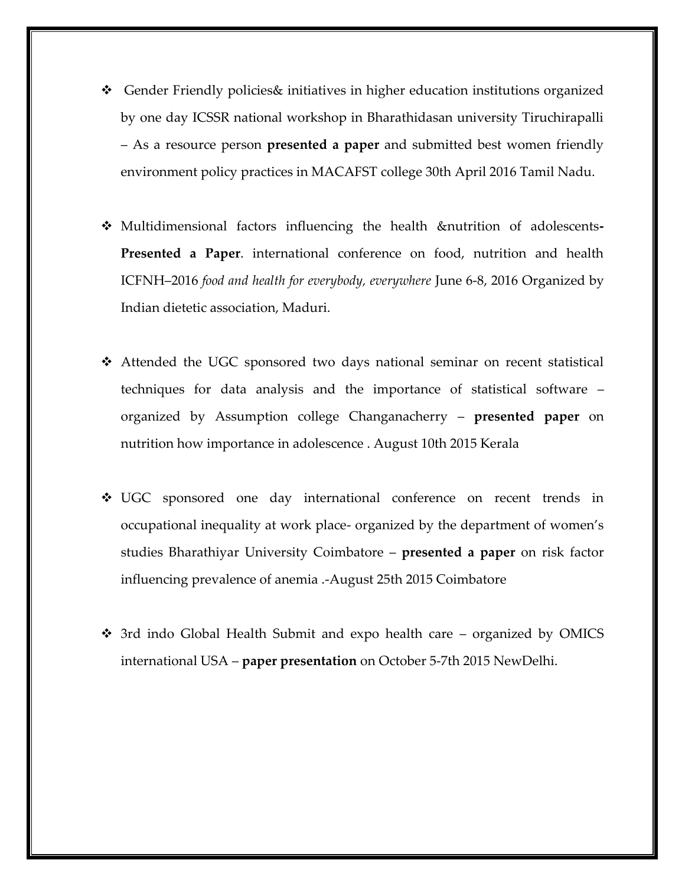- Gender Friendly policies& initiatives in higher education institutions organized by one day ICSSR national workshop in Bharathidasan university Tiruchirapalli – As a resource person **presented a paper** and submitted best women friendly environment policy practices in MACAFST college 30th April 2016 Tamil Nadu.

- Multidimensional factors influencing the health &nutrition of adolescents**- Presented a Paper**. international conference on food, nutrition and health ICFNH–2016 *food and health for everybody, everywhere* June 6-8, 2016 Organized by Indian dietetic association, Maduri.

- Attended the UGC sponsored two days national seminar on recent statistical techniques for data analysis and the importance of statistical software – organized by Assumption college Changanacherry – **presented paper** on nutrition how importance in adolescence . August 10th 2015 Kerala

- UGC sponsored one day international conference on recent trends in occupational inequality at work place- organized by the department of women's studies Bharathiyar University Coimbatore – **presented a paper** on risk factor influencing prevalence of anemia .-August 25th 2015 Coimbatore

- 3rd indo Global Health Submit and expo health care – organized by OMICS international USA – **paper presentation** on October 5-7th 2015 NewDelhi.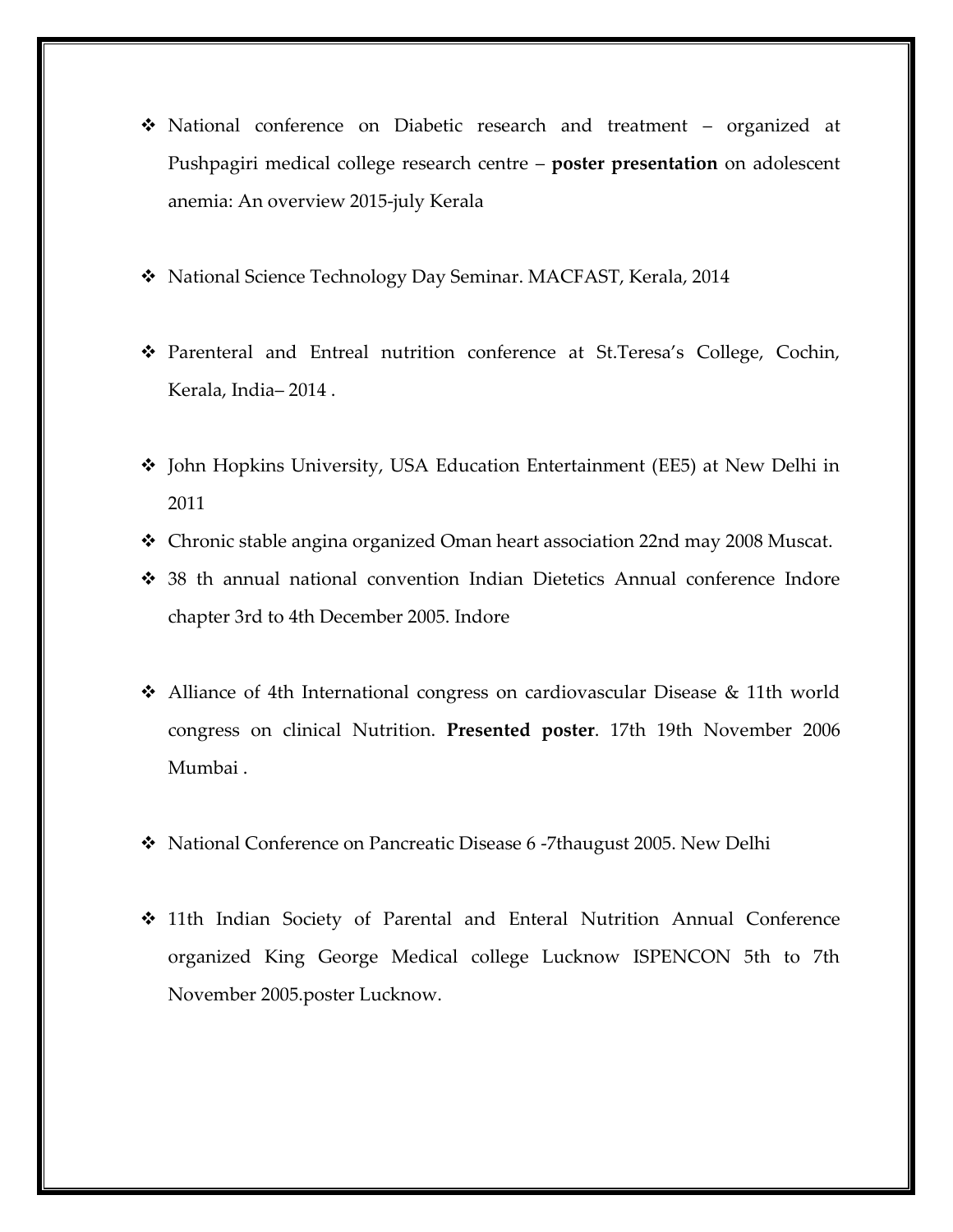- National conference on Diabetic research and treatment – organized at Pushpagiri medical college research centre – **poster presentation** on adolescent anemia: An overview 2015-july Kerala

- National Science Technology Day Seminar. MACFAST, Kerala, 2014

- Parenteral and Entreal nutrition conference at St.Teresa's College, Cochin, Kerala, India– 2014 .

- John Hopkins University, USA Education Entertainment (EE5) at New Delhi in 2011
- Chronic stable angina organized Oman heart association 22nd may 2008 Muscat.
- 38 th annual national convention Indian Dietetics Annual conference Indore chapter 3rd to 4th December 2005. Indore

- Alliance of 4th International congress on cardiovascular Disease & 11th world congress on clinical Nutrition. **Presented poster**. 17th 19th November 2006 Mumbai .

- National Conference on Pancreatic Disease 6 -7thaugust 2005. New Delhi

- 11th Indian Society of Parental and Enteral Nutrition Annual Conference organized King George Medical college Lucknow ISPENCON 5th to 7th November 2005.poster Lucknow.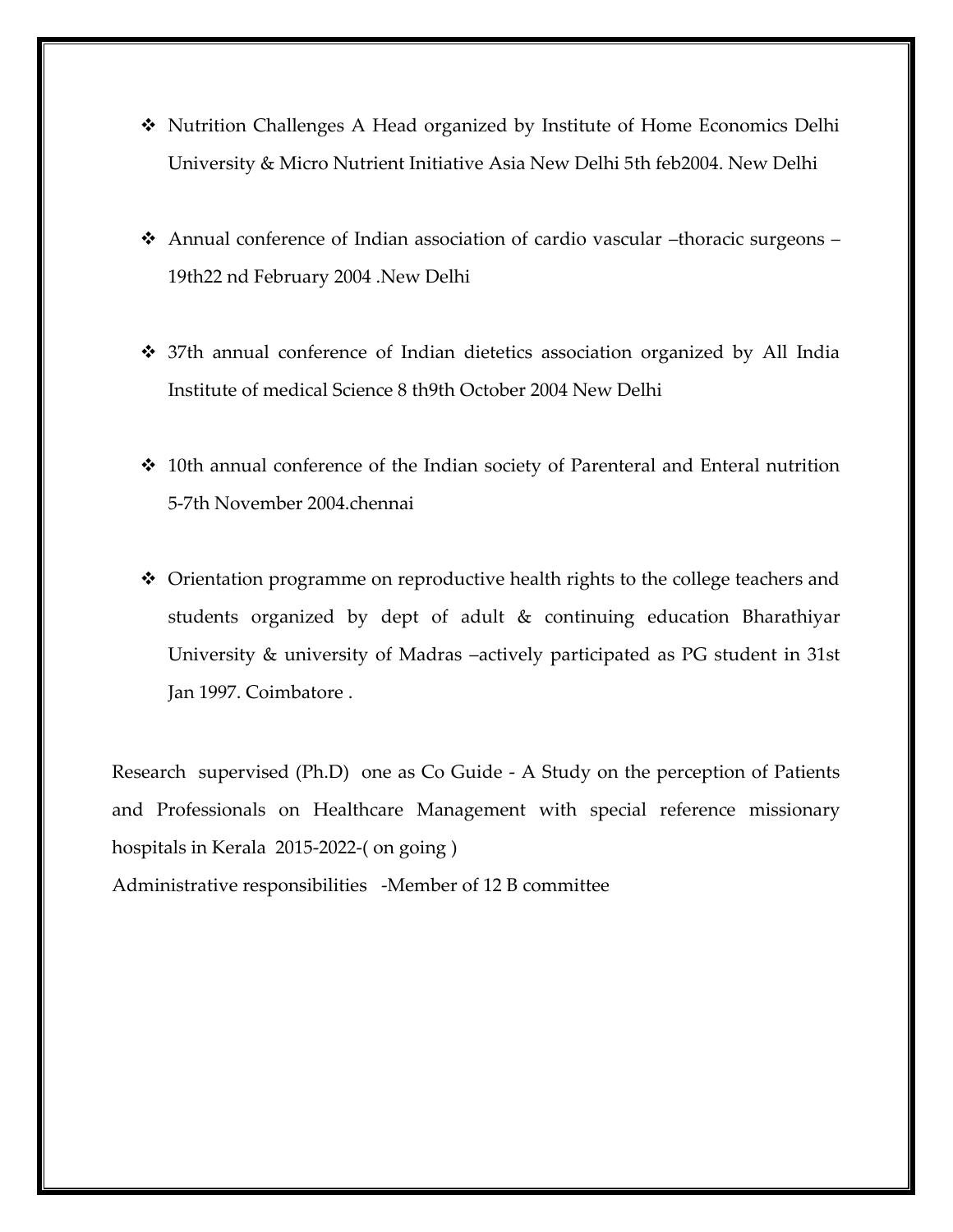- Nutrition Challenges A Head organized by Institute of Home Economics Delhi University & Micro Nutrient Initiative Asia New Delhi 5th feb2004. New Delhi

- Annual conference of Indian association of cardio vascular –thoracic surgeons – 19th22 nd February 2004 .New Delhi

- 37th annual conference of Indian dietetics association organized by All India Institute of medical Science 8 th9th October 2004 New Delhi

- 10th annual conference of the Indian society of Parenteral and Enteral nutrition 5-7th November 2004.chennai

- Orientation programme on reproductive health rights to the college teachers and students organized by dept of adult & continuing education Bharathiyar University & university of Madras –actively participated as PG student in 31st Jan 1997. Coimbatore .

Research supervised (Ph.D) one as Co Guide - A Study on the perception of Patients and Professionals on Healthcare Management with special reference missionary hospitals in Kerala 2015-2022-( on going )

Administrative responsibilities -Member of 12 B committee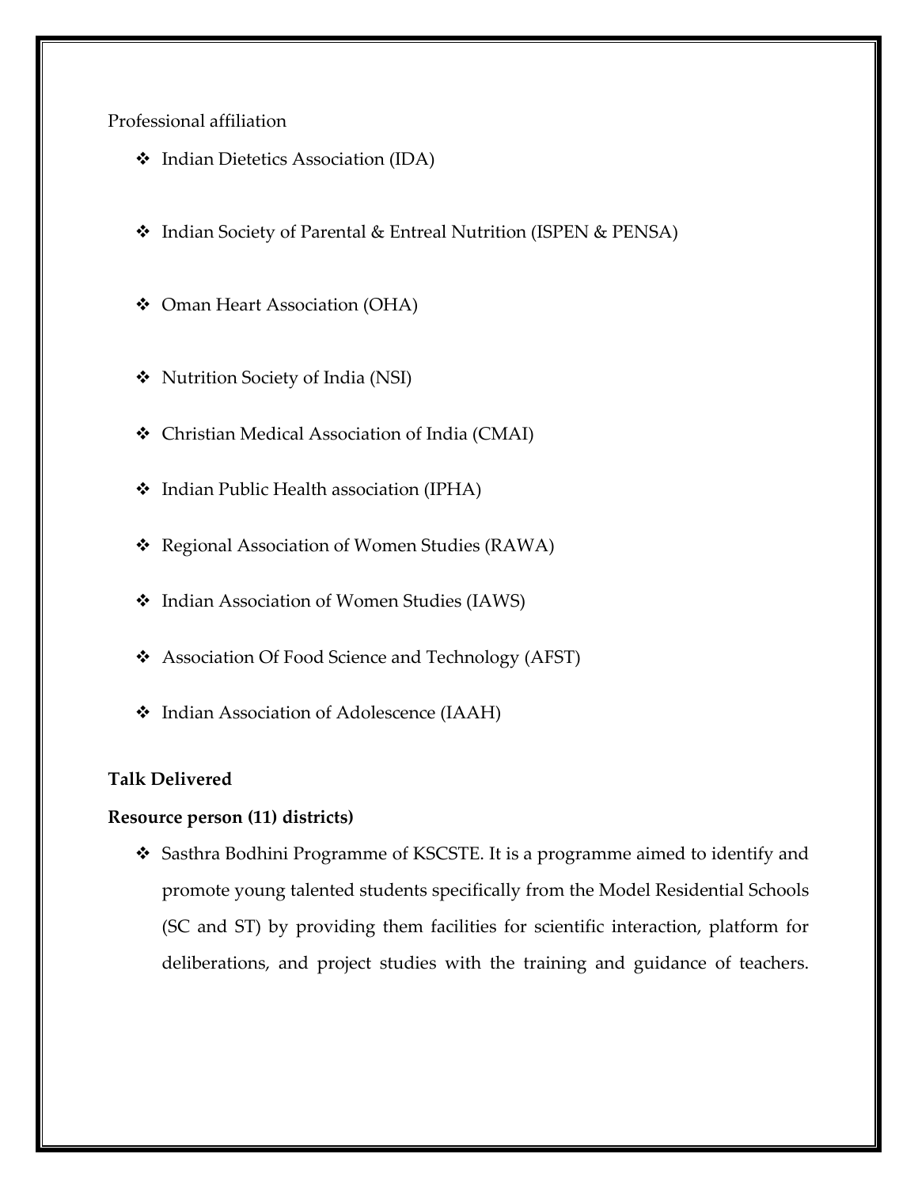Professional affiliation

- Indian Dietetics Association (IDA)
- Indian Society of Parental & Entreal Nutrition (ISPEN & PENSA)
- Oman Heart Association (OHA)
- Nutrition Society of India (NSI)
- Christian Medical Association of India (CMAI)
- Indian Public Health association (IPHA)
- Regional Association of Women Studies (RAWA)
- Indian Association of Women Studies (IAWS)
- Association Of Food Science and Technology (AFST)
- Indian Association of Adolescence (IAAH)

**Talk Delivered**

**Resource person (11) districts)**

- Sasthra Bodhini Programme of KSCSTE. It is a programme aimed to identify and promote young talented students specifically from the Model Residential Schools (SC and ST) by providing them facilities for scientific interaction, platform for deliberations, and project studies with the training and guidance of teachers.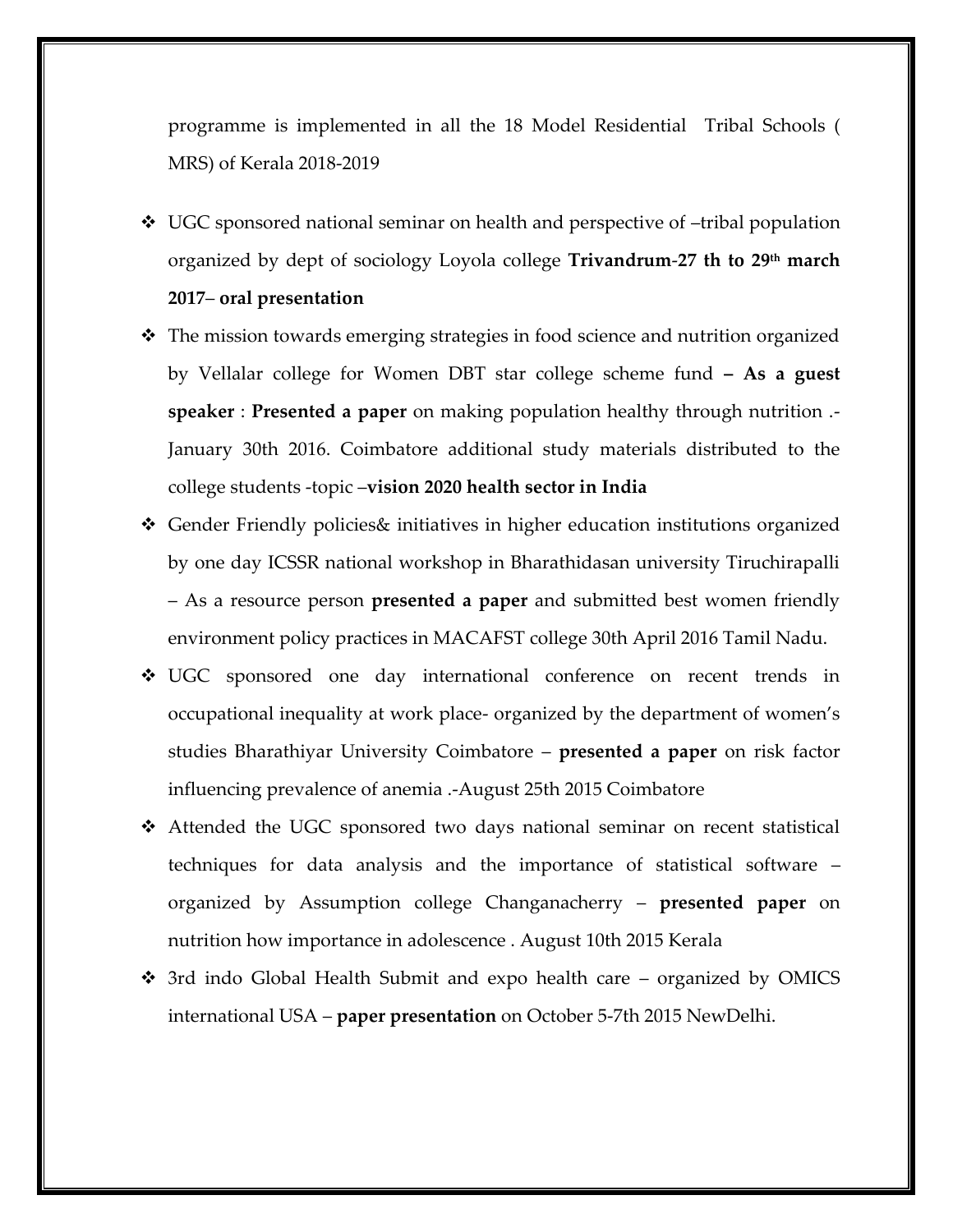programme is implemented in all the 18 Model Residential Tribal Schools ( MRS) of Kerala 2018-2019

- UGC sponsored national seminar on health and perspective of –tribal population organized by dept of sociology Loyola college **Trivandrum-27 th to 29th march 2017– oral presentation**
- The mission towards emerging strategies in food science and nutrition organized by Vellalar college for Women DBT star college scheme fund **– As a guest speaker** : **Presented a paper** on making population healthy through nutrition .- January 30th 2016. Coimbatore additional study materials distributed to the college students -topic –**vision 2020 health sector in India**
- Gender Friendly policies& initiatives in higher education institutions organized by one day ICSSR national workshop in Bharathidasan university Tiruchirapalli – As a resource person **presented a paper** and submitted best women friendly environment policy practices in MACAFST college 30th April 2016 Tamil Nadu.
- UGC sponsored one day international conference on recent trends in occupational inequality at work place- organized by the department of women's studies Bharathiyar University Coimbatore – **presented a paper** on risk factor influencing prevalence of anemia .-August 25th 2015 Coimbatore
- Attended the UGC sponsored two days national seminar on recent statistical techniques for data analysis and the importance of statistical software – organized by Assumption college Changanacherry – **presented paper** on nutrition how importance in adolescence . August 10th 2015 Kerala
- 3rd indo Global Health Submit and expo health care – organized by OMICS international USA – **paper presentation** on October 5-7th 2015 NewDelhi.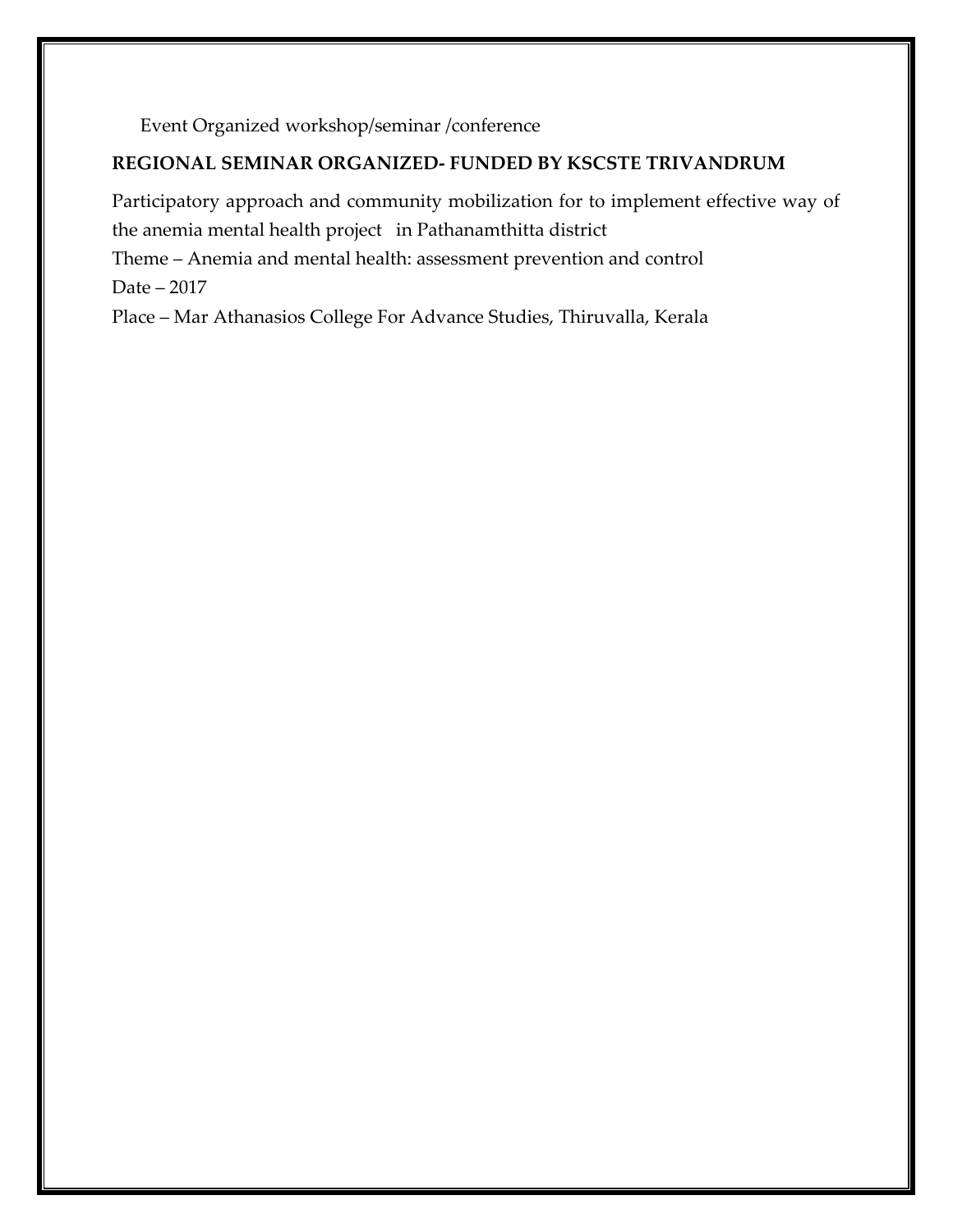Event Organized workshop/seminar /conference

**REGIONAL SEMINAR ORGANIZED- FUNDED BY KSCSTE TRIVANDRUM**

Participatory approach and community mobilization for to implement effective way of the anemia mental health project in Pathanamthitta district

Theme – Anemia and mental health: assessment prevention and control

Date – 2017

Place – Mar Athanasios College For Advance Studies, Thiruvalla, Kerala